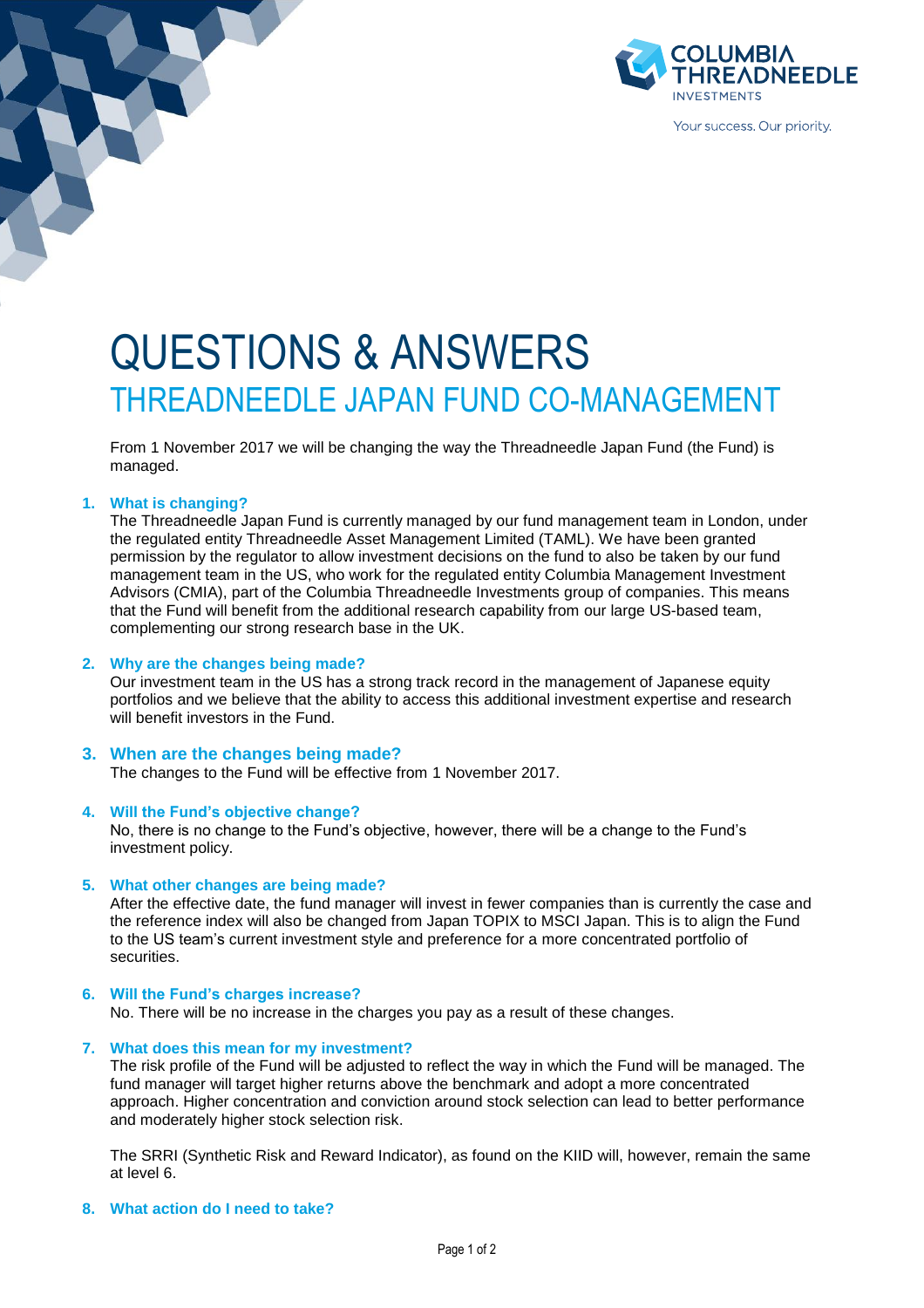Your success. Our priority.

# QUESTIONS & ANSWERS

## THREADNEEDLE JAPAN FUND CO-MANAGEMENT

From 1 November 2017 we will be changing the way the Threadneedle Japan Fund (the Fund) is managed.

### 1. What is changing?

The Threadneedle Japan Fund is currently managed by our fund management team in London, under the regulated entity Threadneedle Asset Management Limited (TAML). We have been granted permission by the regulator to allow investment decisions on the fund to also be taken by our fund management team in the US, who work for the regulated entity Columbia Management Investment Advisors (CMIA), part of the Columbia Threadneedle Investments group of companies. This means that the Fund will benefit from the additional research capability from our large US-based team, complementing our strong research base in the UK.

### 2. Why are the changes being made?

Our investment team in the US has a strong track record in the management of Japanese equity portfolios and we believe that the ability to access this additional investment expertise and research will benefit investors in the Fund.

### 3. When are the changes being made?

The changes to the Fund will be effective from 1 November 2017.

### 4. Will the Fund's objective change?

No, there is no change to the Fund's objective, however, there will be a change to the Fund's investment policy.

### 5. What other changes are being made?

After the effective date, the fund manager will invest in fewer companies than is currently the case and the reference index will also be changed from Japan TOPIX to MSCI Japan. This is to align the Fund to the US team's current investment style and preference for a more concentrated portfolio of securities.

### 6. Will the Fund's charges increase?

No. There will be no increase in the charges you pay as a result of these changes.

### 7. What does this mean for my investment?

The risk profile of the Fund will be adjusted to reflect the way in which the Fund will be managed. The fund manager will target higher returns above the benchmark and adopt a more concentrated approach. Higher concentration and conviction around stock selection can lead to better performance and moderately higher stock selection risk.

The SRRI (Synthetic Risk and Reward Indicator), as found on the KIID will, however, remain the same at level 6.

### 8. What action do I need to take?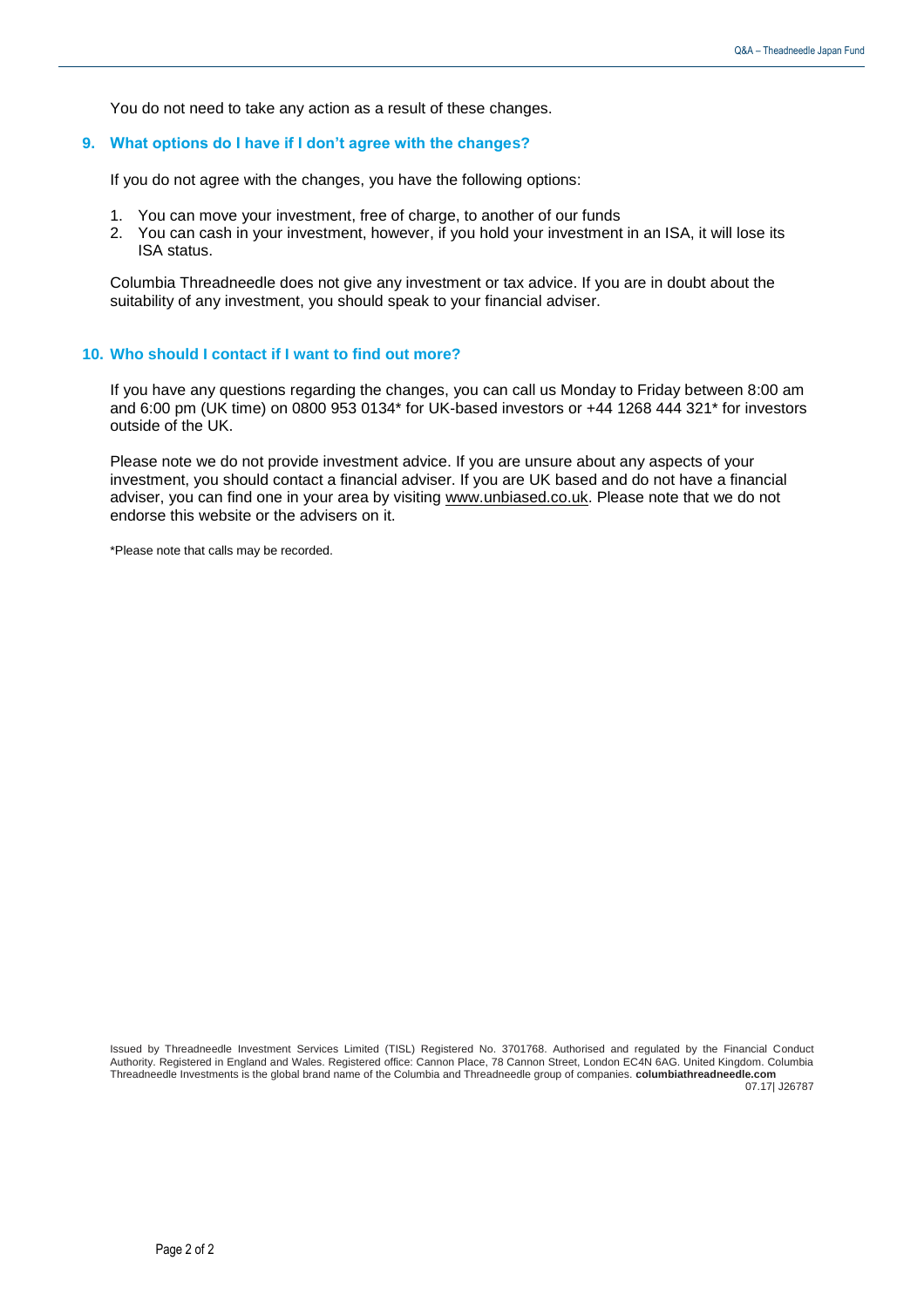You do not need to take any action as a result of these changes.

## 9. What options do I have if I don't agree with the changes?

If you do not agree with the changes, you have the following options:

1. You can move your investment, free of charge, to another of our funds
2. You can cash in your investment, however, if you hold your investment in an ISA, it will lose its ISA status.

Columbia Threadneedle does not give any investment or tax advice. If you are in doubt about the suitability of any investment, you should speak to your financial adviser.

## 10. Who should I contact if I want to find out more?

If you have any questions regarding the changes, you can call us Monday to Friday between 8:00 am and 6:00 pm (UK time) on 0800 953 0134* for UK-based investors or +44 1268 444 321* for investors outside of the UK.

Please note we do not provide investment advice. If you are unsure about any aspects of your investment, you should contact a financial adviser. If you are UK based and do not have a financial adviser, you can find one in your area by visiting www.unbiased.co.uk. Please note that we do not endorse this website or the advisers on it.

*Please note that calls may be recorded.

Issued by Threadneedle Investment Services Limited (TISL) Registered No. 3701768. Authorised and regulated by the Financial Conduct Authority. Registered in England and Wales. Registered office: Cannon Place, 78 Cannon Street, London EC4N 6AG. United Kingdom. Columbia Threadneedle Investments is the global brand name of the Columbia and Threadneedle group of companies. **columbiathreadneedle.com**
07.17| J26787